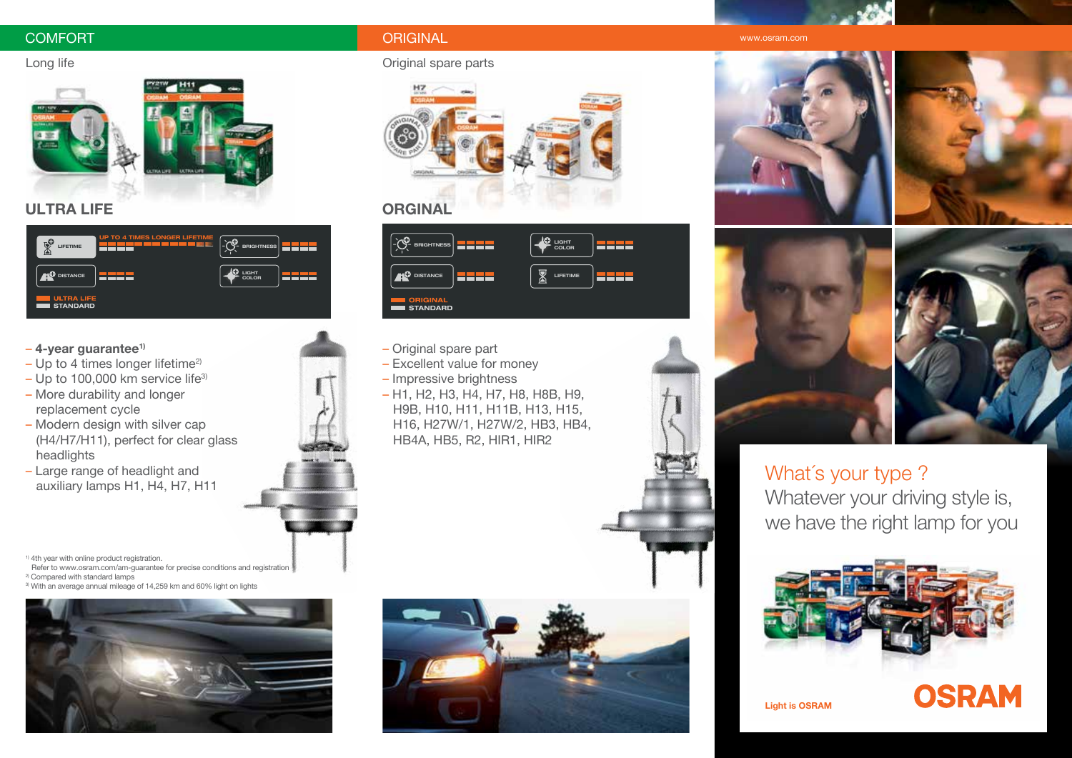## COMFORT

Long life

### ULTRA LIFE

| LIFETIME | UP TO 4 TIMES LONGER LIFETIME | BRIGHTNESS | |
|---|---|---|---|
| DISTANCE | | LIGHT COLOR | |

ULTRA LIFE
STANDARD

- **4-year guarantee**[1)]
- Up to 4 times longer lifetime[2)]
- Up to 100,000 km service life[3)]
- More durability and longer replacement cycle
- Modern design with silver cap (H4/H7/H11), perfect for clear glass headlights
- Large range of headlight and auxiliary lamps H1, H4, H7, H11

[1)] 4th year with online product registration.
Refer to www.osram.com/am-guarantee for precise conditions and registration
[2)] Compared with standard lamps
[3)] With an average annual mileage of 14,259 km and 60% light on lights

## ORIGINAL

Original spare parts

### ORGINAL

| BRIGHTNESS | | LIGHT COLOR | |
|---|---|---|---|
| DISTANCE | | LIFETIME | |

ORIGINAL
STANDARD

- Original spare part
- Excellent value for money
- Impressive brightness
- H1, H2, H3, H4, H7, H8, H8B, H9, H9B, H10, H11, H11B, H13, H15, H16, H27W/1, H27W/2, HB3, HB4, HB4A, HB5, R2, HIR1, HIR2

www.osram.com

What´s your type ?
Whatever your driving style is, we have the right lamp for you

Light is OSRAM

OSRAM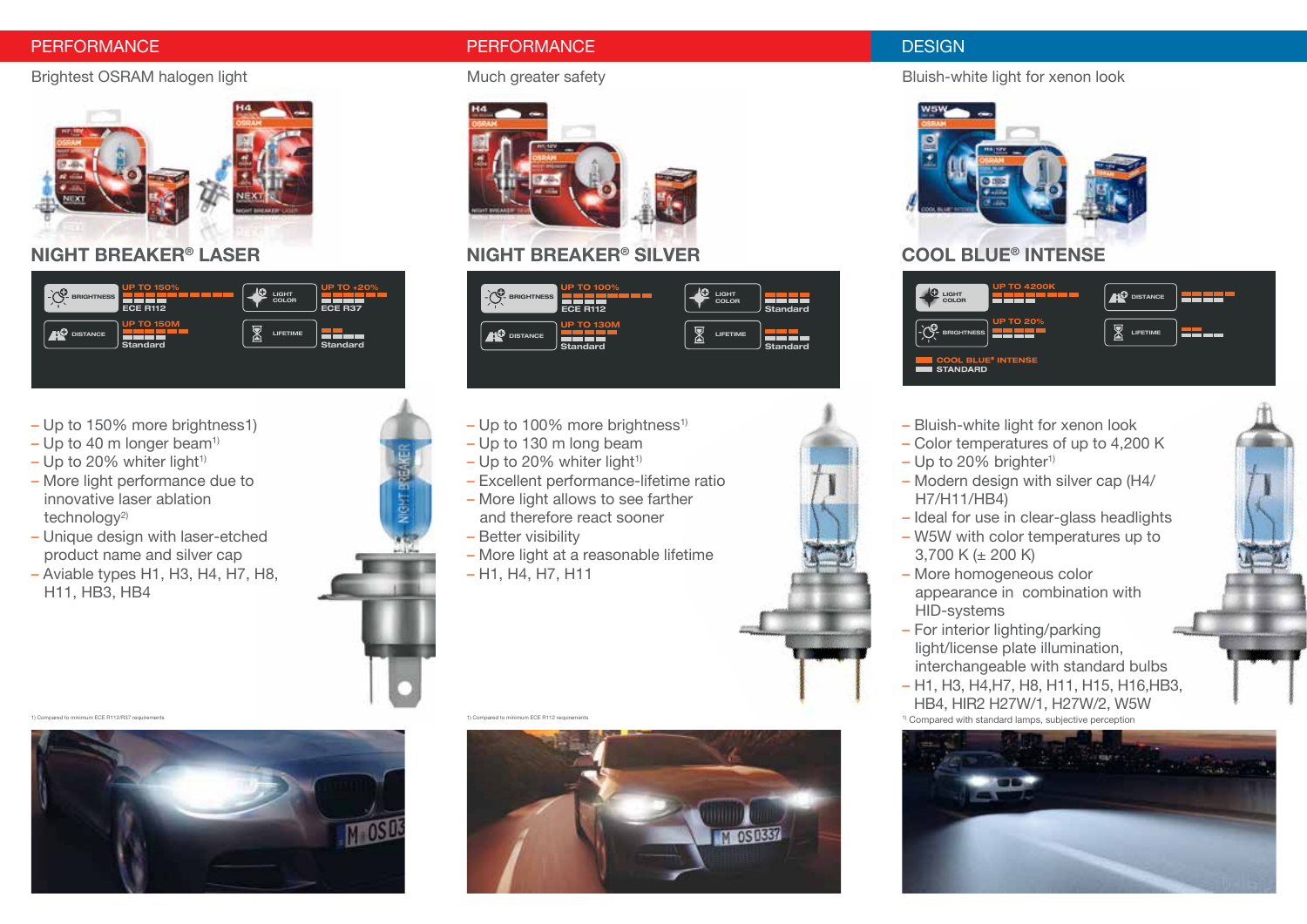## PERFORMANCE

Brightest OSRAM halogen light

### NIGHT BREAKER® LASER

BRIGHTNESS: UP TO 150% / ECE R112

LIGHT COLOR: UP TO +20% / ECE R37

DISTANCE: UP TO 150M / Standard

LIFETIME: Standard

- Up to 150% more brightness1)
- Up to 40 m longer beam[1]
- Up to 20% whiter light[1]
- More light performance due to innovative laser ablation technology[2]
- Unique design with laser-etched product name and silver cap
- Aviable types H1, H3, H4, H7, H8, H11, HB3, HB4

1) Compared to minimum ECE R112/R37 requirements

## PERFORMANCE

Much greater safety

### NIGHT BREAKER® SILVER

BRIGHTNESS: UP TO 100% / ECE R112

LIGHT COLOR: Standard

DISTANCE: UP TO 130M / Standard

LIFETIME: Standard

- Up to 100% more brightness[1]
- Up to 130 m long beam
- Up to 20% whiter light[1]
- Excellent performance-lifetime ratio
- More light allows to see farther and therefore react sooner
- Better visibility
- More light at a reasonable lifetime
- H1, H4, H7, H11

1) Compared to minimum ECE R112 requirements

## DESIGN

Bluish-white light for xenon look

### COOL BLUE® INTENSE

LIGHT COLOR: UP TO 4200K

DISTANCE

BRIGHTNESS: UP TO 20%

LIFETIME

COOL BLUE® INTENSE

STANDARD

- Bluish-white light for xenon look
- Color temperatures of up to 4,200 K
- Up to 20% brighter[1]
- Modern design with silver cap (H4/ H7/H11/HB4)
- Ideal for use in clear-glass headlights
- W5W with color temperatures up to 3,700 K (± 200 K)
- More homogeneous color appearance in combination with HID-systems
- For interior lighting/parking light/license plate illumination, interchangeable with standard bulbs
- H1, H3, H4,H7, H8, H11, H15, H16,HB3, HB4, HIR2 H27W/1, H27W/2, W5W

1) Compared with standard lamps, subjective perception